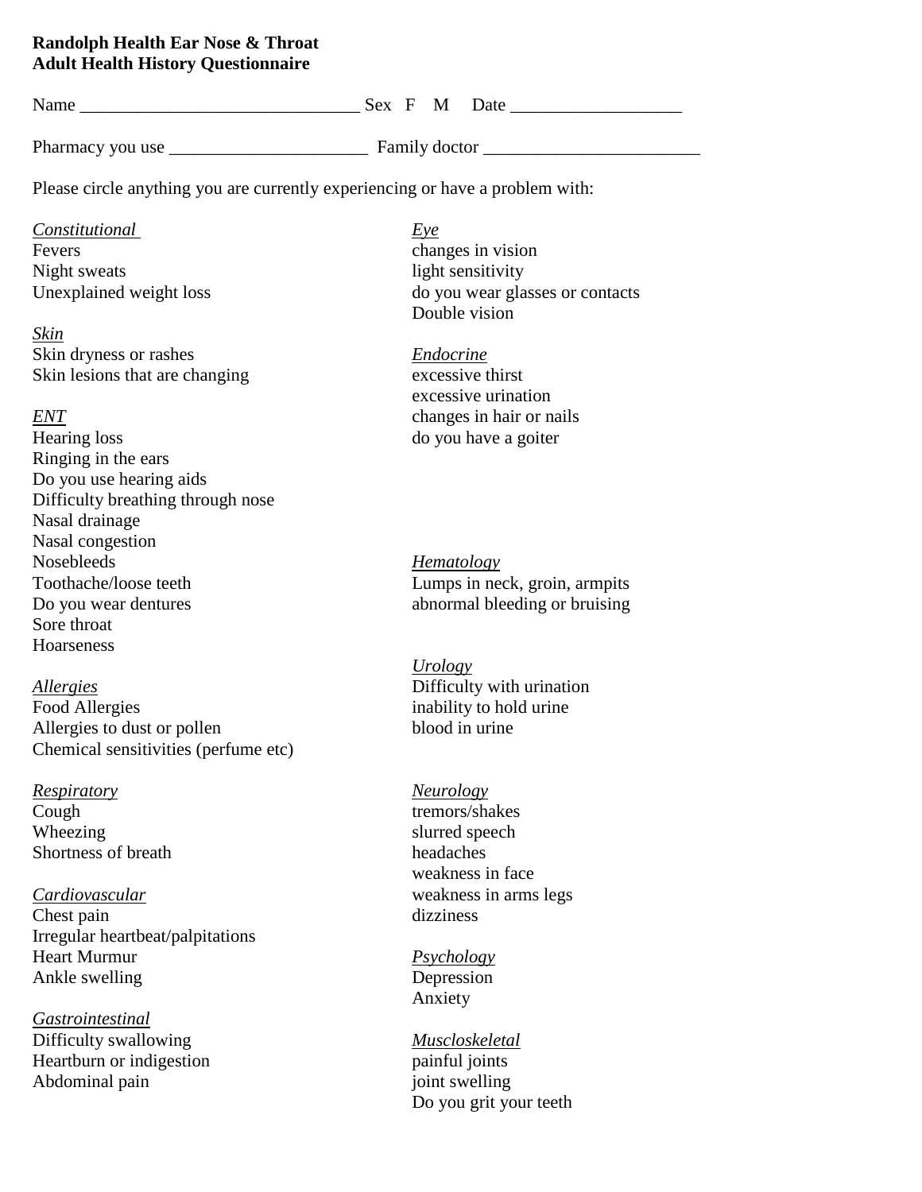**Randolph Health Ear Nose & Throat**
**Adult Health History Questionnaire**

Name _______________________________ Sex F M Date ___________________

Pharmacy you use ______________________ Family doctor ________________________

Please circle anything you are currently experiencing or have a problem with:

*Constitutional*
Fevers
Night sweats
Unexplained weight loss

*Skin*
Skin dryness or rashes
Skin lesions that are changing

*ENT*
Hearing loss
Ringing in the ears
Do you use hearing aids
Difficulty breathing through nose
Nasal drainage
Nasal congestion
Nosebleeds
Toothache/loose teeth
Do you wear dentures
Sore throat
Hoarseness

*Allergies*
Food Allergies
Allergies to dust or pollen
Chemical sensitivities (perfume etc)

*Respiratory*
Cough
Wheezing
Shortness of breath

*Cardiovascular*
Chest pain
Irregular heartbeat/palpitations
Heart Murmur
Ankle swelling

*Gastrointestinal*
Difficulty swallowing
Heartburn or indigestion
Abdominal pain

*Eye*
changes in vision
light sensitivity
do you wear glasses or contacts
Double vision

*Endocrine*
excessive thirst
excessive urination
changes in hair or nails
do you have a goiter

*Hematology*
Lumps in neck, groin, armpits
abnormal bleeding or bruising

*Urology*
Difficulty with urination
inability to hold urine
blood in urine

*Neurology*
tremors/shakes
slurred speech
headaches
weakness in face
weakness in arms legs
dizziness

*Psychology*
Depression
Anxiety

*Muscloskeletal*
painful joints
joint swelling
Do you grit your teeth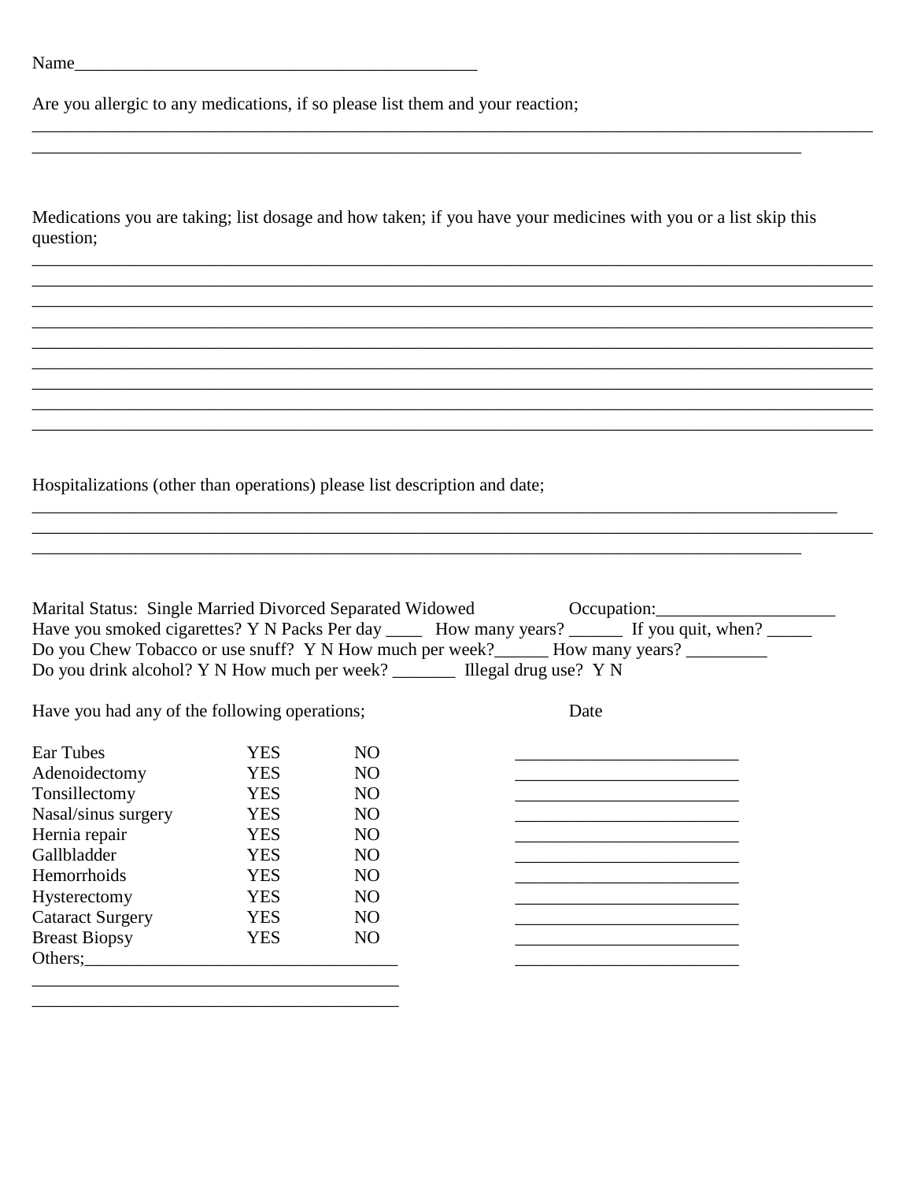Name_____________________________________________

Are you allergic to any medications, if so please list them and your reaction;

______________________________________________________________________________________________

____________________________________________________________________________________

Medications you are taking; list dosage and how taken; if you have your medicines with you or a list skip this question;

______________________________________________________________________________________________

______________________________________________________________________________________________

______________________________________________________________________________________________

______________________________________________________________________________________________

______________________________________________________________________________________________

______________________________________________________________________________________________

______________________________________________________________________________________________

______________________________________________________________________________________________

______________________________________________________________________________________________

Hospitalizations (other than operations) please list description and date;

__________________________________________________________________________________________

______________________________________________________________________________________________

____________________________________________________________________________________

Marital Status: Single Married Divorced Separated Widowed Occupation:____________________

Have you smoked cigarettes? Y N Packs Per day ____ How many years? ______ If you quit, when? _____

Do you Chew Tobacco or use snuff? Y N How much per week?______ How many years? _________

Do you drink alcohol? Y N How much per week? _______ Illegal drug use? Y N

| Have you had any of the following operations; | | | Date |
|---|---|---|---|
| Ear Tubes | YES | NO | _________________________ |
| Adenoidectomy | YES | NO | _________________________ |
| Tonsillectomy | YES | NO | _________________________ |
| Nasal/sinus surgery | YES | NO | _________________________ |
| Hernia repair | YES | NO | _________________________ |
| Gallbladder | YES | NO | _________________________ |
| Hemorrhoids | YES | NO | _________________________ |
| Hysterectomy | YES | NO | _________________________ |
| Cataract Surgery | YES | NO | _________________________ |
| Breast Biopsy | YES | NO | _________________________ |
| Others;___________________________________ | | | _________________________ |

_________________________________________

_________________________________________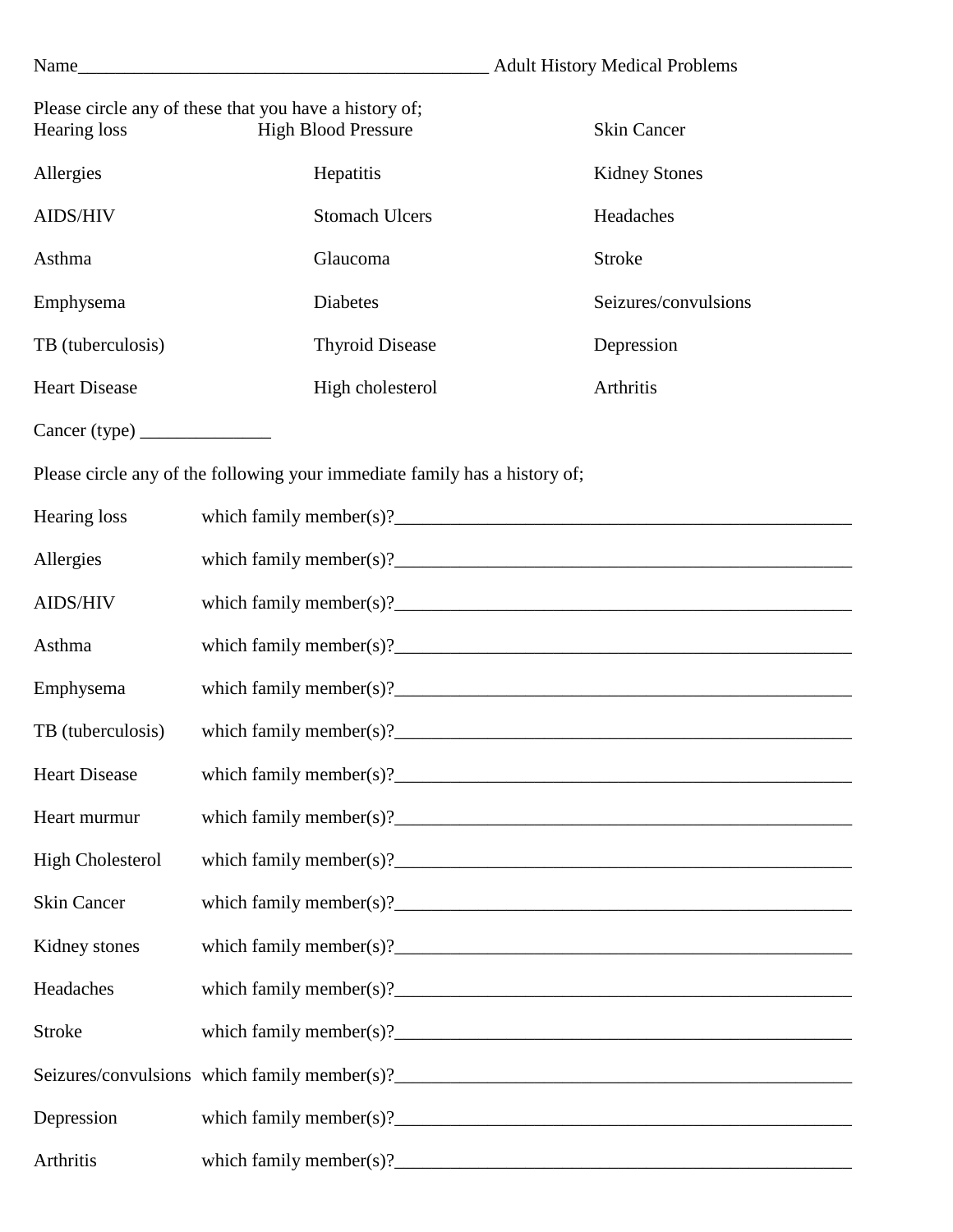Name_____________________________________________ Adult History Medical Problems

Please circle any of these that you have a history of;

| | | |
|---|---|---|
| Hearing loss | High Blood Pressure | Skin Cancer |
| Allergies | Hepatitis | Kidney Stones |
| AIDS/HIV | Stomach Ulcers | Headaches |
| Asthma | Glaucoma | Stroke |
| Emphysema | Diabetes | Seizures/convulsions |
| TB (tuberculosis) | Thyroid Disease | Depression |
| Heart Disease | High cholesterol | Arthritis |

Cancer (type) ______________

Please circle any of the following your immediate family has a history of;

Hearing loss which family member(s)?___________________________________________________

Allergies which family member(s)?___________________________________________________

AIDS/HIV which family member(s)?___________________________________________________

Asthma which family member(s)?___________________________________________________

Emphysema which family member(s)?___________________________________________________

TB (tuberculosis) which family member(s)?___________________________________________________

Heart Disease which family member(s)?___________________________________________________

Heart murmur which family member(s)?___________________________________________________

High Cholesterol which family member(s)?___________________________________________________

Skin Cancer which family member(s)?___________________________________________________

Kidney stones which family member(s)?___________________________________________________

Headaches which family member(s)?___________________________________________________

Stroke which family member(s)?___________________________________________________

Seizures/convulsions which family member(s)?___________________________________________________

Depression which family member(s)?___________________________________________________

Arthritis which family member(s)?___________________________________________________